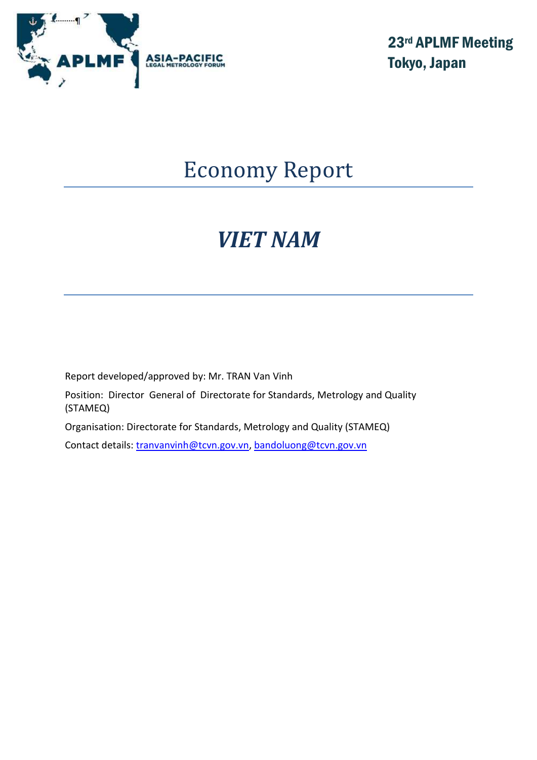ASIA-PACIFIC LEGAL METROLOGY FORUM

**23rd APLMF Meeting**
**Tokyo, Japan**

# Economy Report

## *VIET NAM*

Report developed/approved by: Mr. TRAN Van Vinh

Position: Director General of Directorate for Standards, Metrology and Quality (STAMEQ)

Organisation: Directorate for Standards, Metrology and Quality (STAMEQ)

Contact details: tranvanvinh@tcvn.gov.vn, bandoluong@tcvn.gov.vn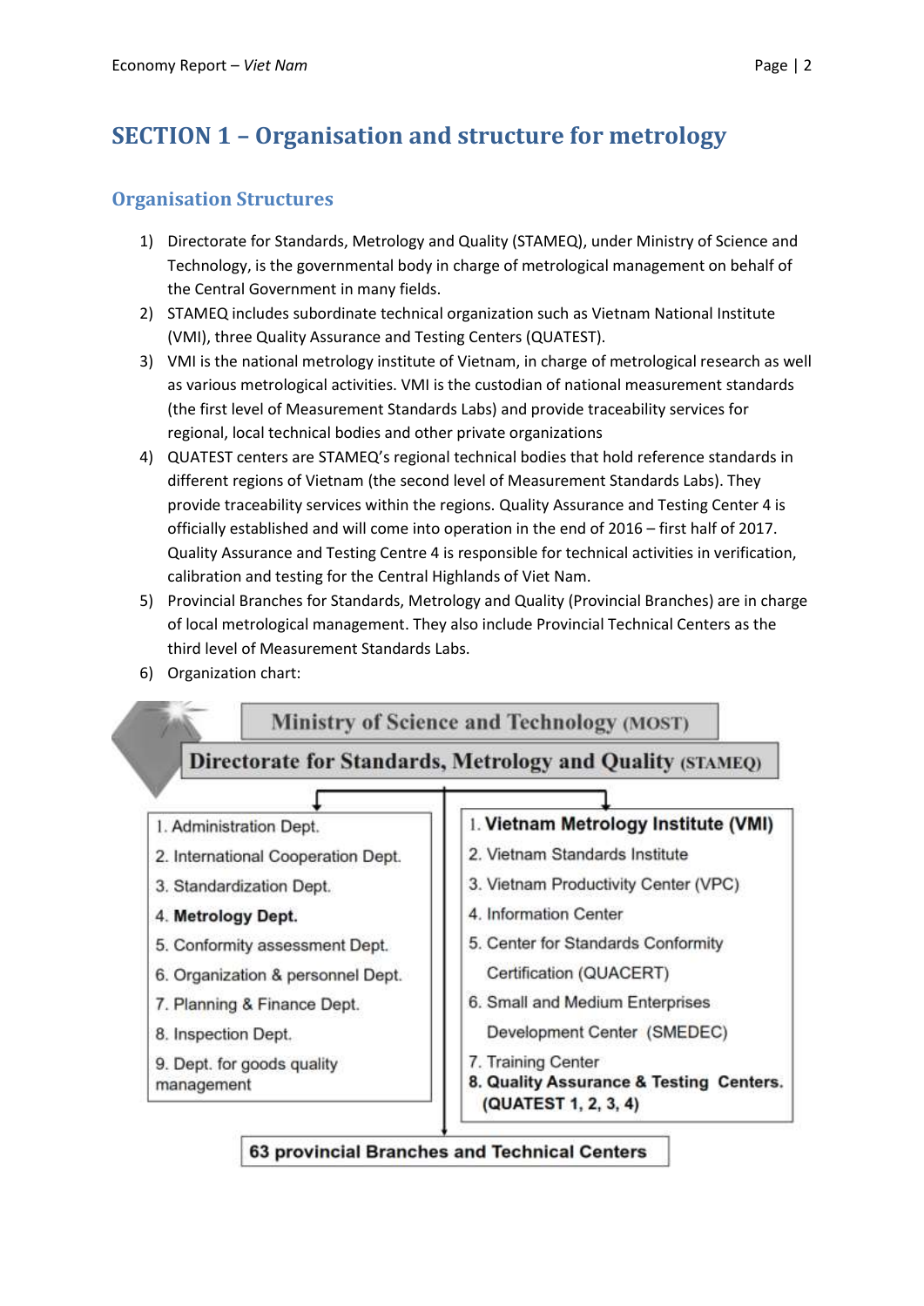# SECTION 1 – Organisation and structure for metrology

## Organisation Structures

1) Directorate for Standards, Metrology and Quality (STAMEQ), under Ministry of Science and Technology, is the governmental body in charge of metrological management on behalf of the Central Government in many fields.
2) STAMEQ includes subordinate technical organization such as Vietnam National Institute (VMI), three Quality Assurance and Testing Centers (QUATEST).
3) VMI is the national metrology institute of Vietnam, in charge of metrological research as well as various metrological activities. VMI is the custodian of national measurement standards (the first level of Measurement Standards Labs) and provide traceability services for regional, local technical bodies and other private organizations
4) QUATEST centers are STAMEQ's regional technical bodies that hold reference standards in different regions of Vietnam (the second level of Measurement Standards Labs). They provide traceability services within the regions. Quality Assurance and Testing Center 4 is officially established and will come into operation in the end of 2016 – first half of 2017. Quality Assurance and Testing Centre 4 is responsible for technical activities in verification, calibration and testing for the Central Highlands of Viet Nam.
5) Provincial Branches for Standards, Metrology and Quality (Provincial Branches) are in charge of local metrological management. They also include Provincial Technical Centers as the third level of Measurement Standards Labs.
6) Organization chart:

**Ministry of Science and Technology (MOST)**

**Directorate for Standards, Metrology and Quality (STAMEQ)**

1. Administration Dept.
2. International Cooperation Dept.
3. Standardization Dept.
4. **Metrology Dept.**
5. Conformity assessment Dept.
6. Organization & personnel Dept.
7. Planning & Finance Dept.
8. Inspection Dept.
9. Dept. for goods quality management

1. **Vietnam Metrology Institute (VMI)**
2. Vietnam Standards Institute
3. Vietnam Productivity Center (VPC)
4. Information Center
5. Center for Standards Conformity Certification (QUACERT)
6. Small and Medium Enterprises Development Center (SMEDEC)
7. Training Center
8. **Quality Assurance & Testing Centers. (QUATEST 1, 2, 3, 4)**

**63 provincial Branches and Technical Centers**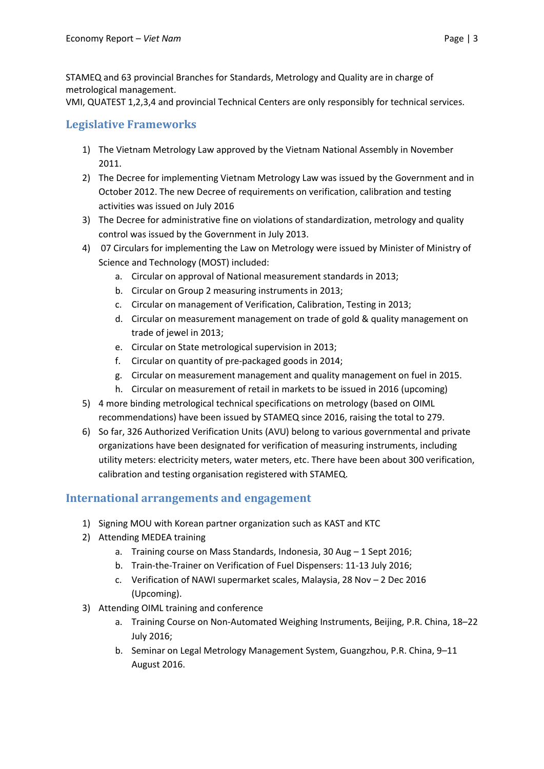STAMEQ and 63 provincial Branches for Standards, Metrology and Quality are in charge of metrological management.
VMI, QUATEST 1,2,3,4 and provincial Technical Centers are only responsibly for technical services.

## Legislative Frameworks

1) The Vietnam Metrology Law approved by the Vietnam National Assembly in November 2011.
2) The Decree for implementing Vietnam Metrology Law was issued by the Government and in October 2012. The new Decree of requirements on verification, calibration and testing activities was issued on July 2016
3) The Decree for administrative fine on violations of standardization, metrology and quality control was issued by the Government in July 2013.
4) 07 Circulars for implementing the Law on Metrology were issued by Minister of Ministry of Science and Technology (MOST) included:
    a. Circular on approval of National measurement standards in 2013;
    b. Circular on Group 2 measuring instruments in 2013;
    c. Circular on management of Verification, Calibration, Testing in 2013;
    d. Circular on measurement management on trade of gold & quality management on trade of jewel in 2013;
    e. Circular on State metrological supervision in 2013;
    f. Circular on quantity of pre-packaged goods in 2014;
    g. Circular on measurement management and quality management on fuel in 2015.
    h. Circular on measurement of retail in markets to be issued in 2016 (upcoming)
5) 4 more binding metrological technical specifications on metrology (based on OIML recommendations) have been issued by STAMEQ since 2016, raising the total to 279.
6) So far, 326 Authorized Verification Units (AVU) belong to various governmental and private organizations have been designated for verification of measuring instruments, including utility meters: electricity meters, water meters, etc. There have been about 300 verification, calibration and testing organisation registered with STAMEQ.

## International arrangements and engagement

1) Signing MOU with Korean partner organization such as KAST and KTC
2) Attending MEDEA training
    a. Training course on Mass Standards, Indonesia, 30 Aug – 1 Sept 2016;
    b. Train-the-Trainer on Verification of Fuel Dispensers: 11-13 July 2016;
    c. Verification of NAWI supermarket scales, Malaysia, 28 Nov – 2 Dec 2016 (Upcoming).
3) Attending OIML training and conference
    a. Training Course on Non-Automated Weighing Instruments, Beijing, P.R. China, 18–22 July 2016;
    b. Seminar on Legal Metrology Management System, Guangzhou, P.R. China, 9–11 August 2016.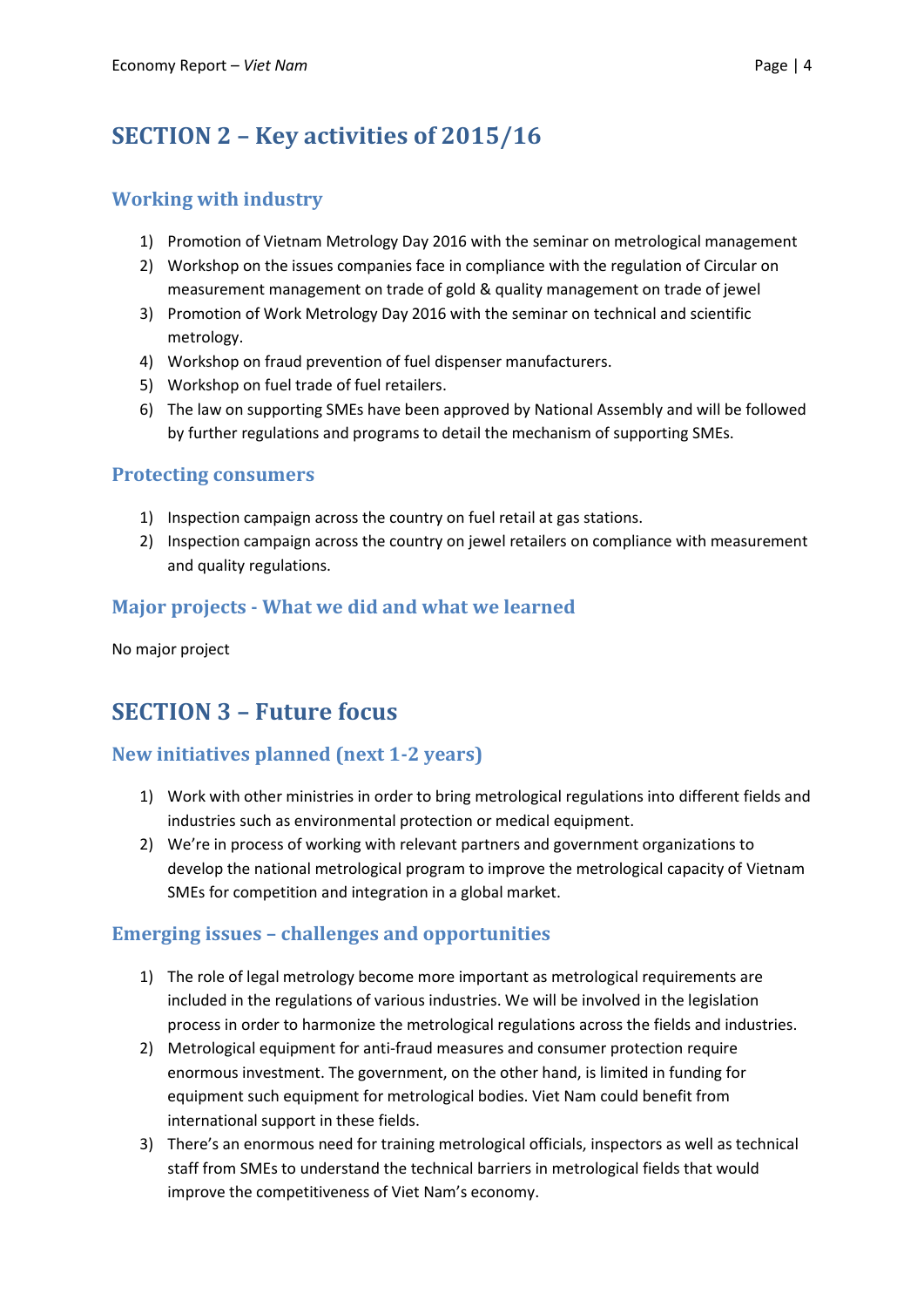## SECTION 2 – Key activities of 2015/16

### Working with industry

1) Promotion of Vietnam Metrology Day 2016 with the seminar on metrological management
2) Workshop on the issues companies face in compliance with the regulation of Circular on measurement management on trade of gold & quality management on trade of jewel
3) Promotion of Work Metrology Day 2016 with the seminar on technical and scientific metrology.
4) Workshop on fraud prevention of fuel dispenser manufacturers.
5) Workshop on fuel trade of fuel retailers.
6) The law on supporting SMEs have been approved by National Assembly and will be followed by further regulations and programs to detail the mechanism of supporting SMEs.

### Protecting consumers

1) Inspection campaign across the country on fuel retail at gas stations.
2) Inspection campaign across the country on jewel retailers on compliance with measurement and quality regulations.

### Major projects - What we did and what we learned

No major project

## SECTION 3 – Future focus

### New initiatives planned (next 1-2 years)

1) Work with other ministries in order to bring metrological regulations into different fields and industries such as environmental protection or medical equipment.
2) We're in process of working with relevant partners and government organizations to develop the national metrological program to improve the metrological capacity of Vietnam SMEs for competition and integration in a global market.

### Emerging issues – challenges and opportunities

1) The role of legal metrology become more important as metrological requirements are included in the regulations of various industries. We will be involved in the legislation process in order to harmonize the metrological regulations across the fields and industries.
2) Metrological equipment for anti-fraud measures and consumer protection require enormous investment. The government, on the other hand, is limited in funding for equipment such equipment for metrological bodies. Viet Nam could benefit from international support in these fields.
3) There's an enormous need for training metrological officials, inspectors as well as technical staff from SMEs to understand the technical barriers in metrological fields that would improve the competitiveness of Viet Nam's economy.